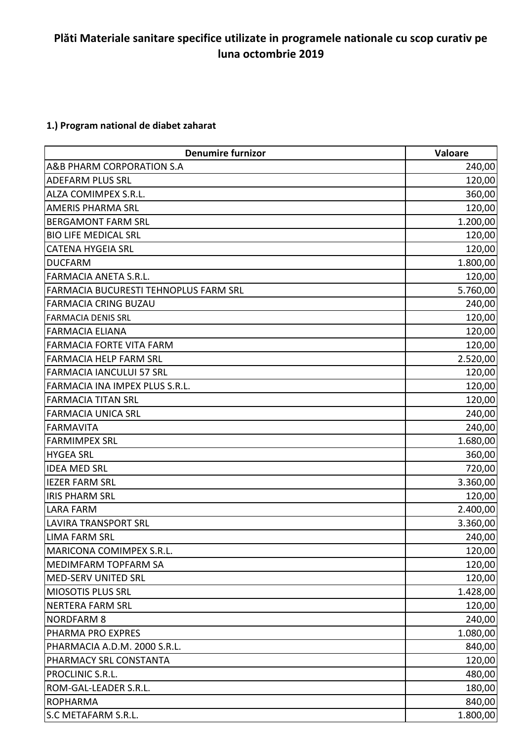# Plăti Materiale sanitare specifice utilizate in programele nationale cu scop curativ pe luna octombrie 2019

## 1.) Program national de diabet zaharat

| Denumire furnizor | Valoare |
|---|---:|
| A&B PHARM CORPORATION S.A | 240,00 |
| ADEFARM PLUS SRL | 120,00 |
| ALZA COMIMPEX S.R.L. | 360,00 |
| AMERIS PHARMA SRL | 120,00 |
| BERGAMONT FARM SRL | 1.200,00 |
| BIO LIFE MEDICAL SRL | 120,00 |
| CATENA HYGEIA SRL | 120,00 |
| DUCFARM | 1.800,00 |
| FARMACIA ANETA S.R.L. | 120,00 |
| FARMACIA BUCURESTI TEHNOPLUS FARM SRL | 5.760,00 |
| FARMACIA CRING BUZAU | 240,00 |
| FARMACIA DENIS SRL | 120,00 |
| FARMACIA ELIANA | 120,00 |
| FARMACIA FORTE VITA FARM | 120,00 |
| FARMACIA HELP FARM SRL | 2.520,00 |
| FARMACIA IANCULUI 57 SRL | 120,00 |
| FARMACIA INA IMPEX PLUS S.R.L. | 120,00 |
| FARMACIA TITAN SRL | 120,00 |
| FARMACIA UNICA SRL | 240,00 |
| FARMAVITA | 240,00 |
| FARMIMPEX SRL | 1.680,00 |
| HYGEA SRL | 360,00 |
| IDEA MED SRL | 720,00 |
| IEZER FARM SRL | 3.360,00 |
| IRIS PHARM SRL | 120,00 |
| LARA FARM | 2.400,00 |
| LAVIRA TRANSPORT SRL | 3.360,00 |
| LIMA FARM SRL | 240,00 |
| MARICONA COMIMPEX S.R.L. | 120,00 |
| MEDIMFARM TOPFARM SA | 120,00 |
| MED-SERV UNITED SRL | 120,00 |
| MIOSOTIS PLUS SRL | 1.428,00 |
| NERTERA FARM SRL | 120,00 |
| NORDFARM 8 | 240,00 |
| PHARMA PRO EXPRES | 1.080,00 |
| PHARMACIA A.D.M. 2000 S.R.L. | 840,00 |
| PHARMACY SRL CONSTANTA | 120,00 |
| PROCLINIC S.R.L. | 480,00 |
| ROM-GAL-LEADER S.R.L. | 180,00 |
| ROPHARMA | 840,00 |
| S.C METAFARM S.R.L. | 1.800,00 |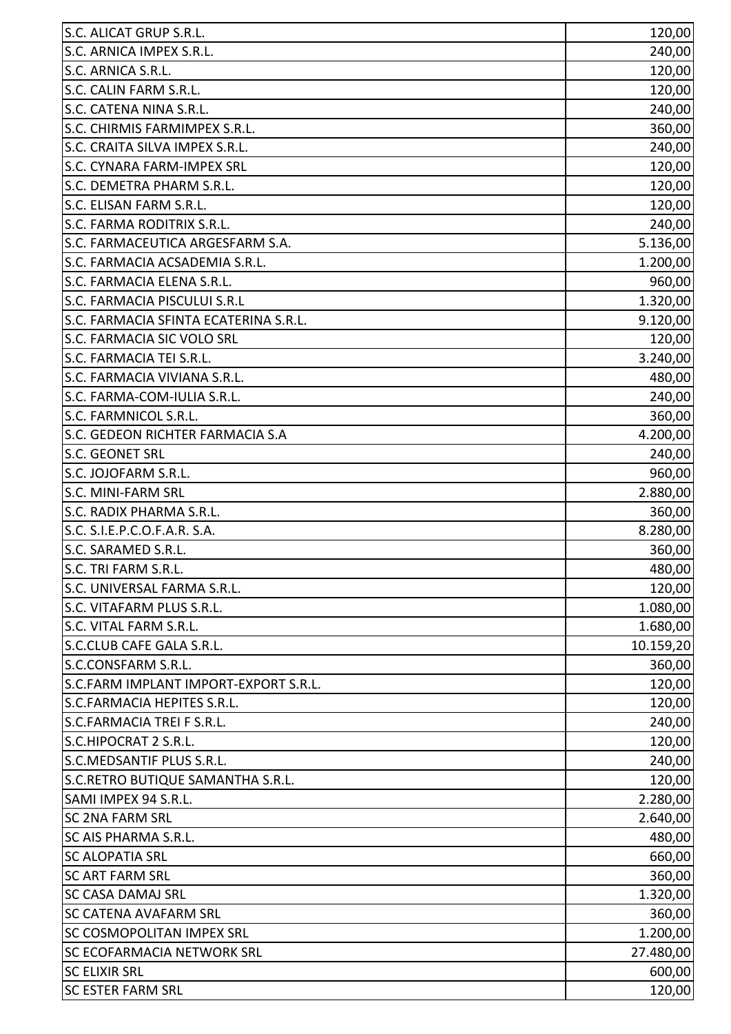| | |
|---|---|
| S.C. ALICAT GRUP S.R.L. | 120,00 |
| S.C. ARNICA IMPEX S.R.L. | 240,00 |
| S.C. ARNICA S.R.L. | 120,00 |
| S.C. CALIN FARM S.R.L. | 120,00 |
| S.C. CATENA NINA S.R.L. | 240,00 |
| S.C. CHIRMIS FARMIMPEX S.R.L. | 360,00 |
| S.C. CRAITA SILVA IMPEX S.R.L. | 240,00 |
| S.C. CYNARA FARM-IMPEX SRL | 120,00 |
| S.C. DEMETRA PHARM S.R.L. | 120,00 |
| S.C. ELISAN FARM S.R.L. | 120,00 |
| S.C. FARMA RODITRIX S.R.L. | 240,00 |
| S.C. FARMACEUTICA ARGESFARM S.A. | 5.136,00 |
| S.C. FARMACIA ACSADEMIA S.R.L. | 1.200,00 |
| S.C. FARMACIA ELENA S.R.L. | 960,00 |
| S.C. FARMACIA PISCULUI S.R.L | 1.320,00 |
| S.C. FARMACIA SFINTA ECATERINA S.R.L. | 9.120,00 |
| S.C. FARMACIA SIC VOLO SRL | 120,00 |
| S.C. FARMACIA TEI S.R.L. | 3.240,00 |
| S.C. FARMACIA VIVIANA S.R.L. | 480,00 |
| S.C. FARMA-COM-IULIA S.R.L. | 240,00 |
| S.C. FARMNICOL S.R.L. | 360,00 |
| S.C. GEDEON RICHTER FARMACIA S.A | 4.200,00 |
| S.C. GEONET SRL | 240,00 |
| S.C. JOJOFARM S.R.L. | 960,00 |
| S.C. MINI-FARM SRL | 2.880,00 |
| S.C. RADIX PHARMA S.R.L. | 360,00 |
| S.C. S.I.E.P.C.O.F.A.R. S.A. | 8.280,00 |
| S.C. SARAMED S.R.L. | 360,00 |
| S.C. TRI FARM S.R.L. | 480,00 |
| S.C. UNIVERSAL FARMA S.R.L. | 120,00 |
| S.C. VITAFARM PLUS S.R.L. | 1.080,00 |
| S.C. VITAL FARM S.R.L. | 1.680,00 |
| S.C.CLUB CAFE GALA S.R.L. | 10.159,20 |
| S.C.CONSFARM S.R.L. | 360,00 |
| S.C.FARM IMPLANT IMPORT-EXPORT S.R.L. | 120,00 |
| S.C.FARMACIA HEPITES S.R.L. | 120,00 |
| S.C.FARMACIA TREI F S.R.L. | 240,00 |
| S.C.HIPOCRAT 2 S.R.L. | 120,00 |
| S.C.MEDSANTIF PLUS S.R.L. | 240,00 |
| S.C.RETRO BUTIQUE SAMANTHA S.R.L. | 120,00 |
| SAMI IMPEX 94 S.R.L. | 2.280,00 |
| SC 2NA FARM SRL | 2.640,00 |
| SC AIS PHARMA S.R.L. | 480,00 |
| SC ALOPATIA SRL | 660,00 |
| SC ART FARM SRL | 360,00 |
| SC CASA DAMAJ SRL | 1.320,00 |
| SC CATENA AVAFARM SRL | 360,00 |
| SC COSMOPOLITAN IMPEX SRL | 1.200,00 |
| SC ECOFARMACIA NETWORK SRL | 27.480,00 |
| SC ELIXIR SRL | 600,00 |
| SC ESTER FARM SRL | 120,00 |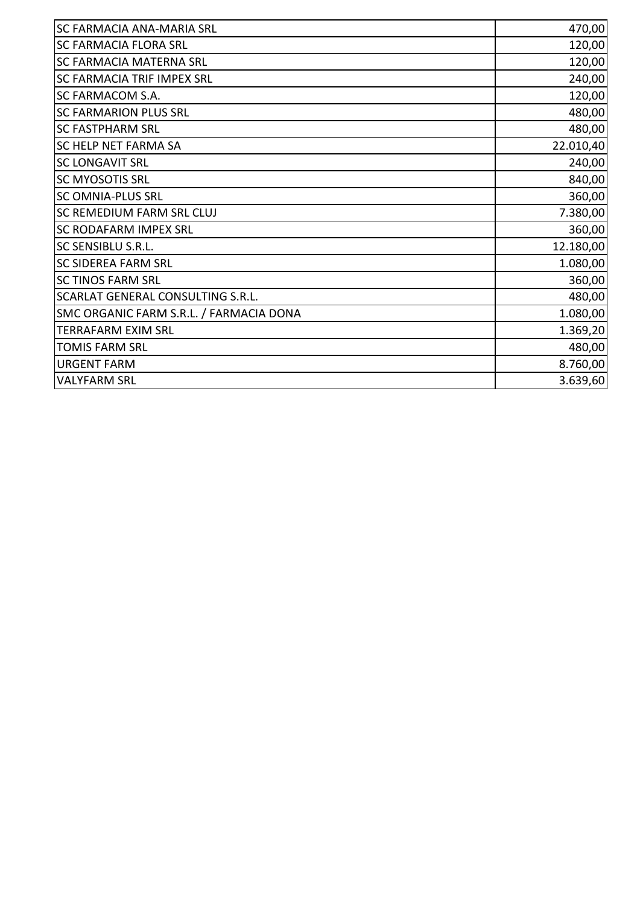| | |
|---|---|
| SC FARMACIA ANA-MARIA SRL | 470,00 |
| SC FARMACIA FLORA SRL | 120,00 |
| SC FARMACIA MATERNA SRL | 120,00 |
| SC FARMACIA TRIF IMPEX SRL | 240,00 |
| SC FARMACOM S.A. | 120,00 |
| SC FARMARION PLUS SRL | 480,00 |
| SC FASTPHARM SRL | 480,00 |
| SC HELP NET FARMA SA | 22.010,40 |
| SC LONGAVIT SRL | 240,00 |
| SC MYOSOTIS SRL | 840,00 |
| SC OMNIA-PLUS SRL | 360,00 |
| SC REMEDIUM FARM SRL CLUJ | 7.380,00 |
| SC RODAFARM IMPEX SRL | 360,00 |
| SC SENSIBLU S.R.L. | 12.180,00 |
| SC SIDEREA FARM SRL | 1.080,00 |
| SC TINOS FARM SRL | 360,00 |
| SCARLAT GENERAL CONSULTING S.R.L. | 480,00 |
| SMC ORGANIC FARM S.R.L. / FARMACIA DONA | 1.080,00 |
| TERRAFARM EXIM SRL | 1.369,20 |
| TOMIS FARM SRL | 480,00 |
| URGENT FARM | 8.760,00 |
| VALYFARM SRL | 3.639,60 |